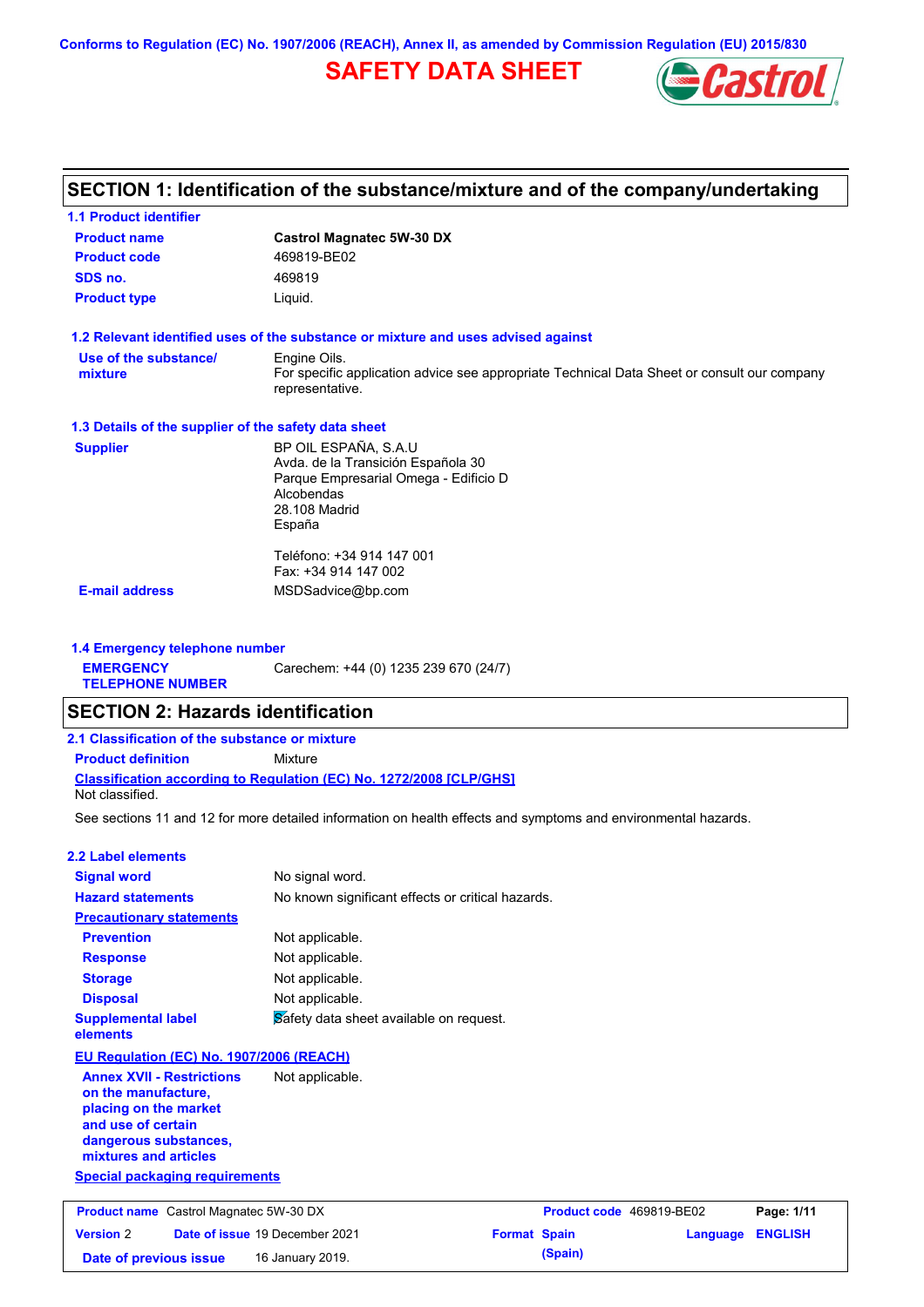Conforms to Regulation (EC) No. 1907/2006 (REACH), Annex II, as amended by Commission Regulation (EU) 2015/830

# SAFETY DATA SHEET

## SECTION 1: Identification of the substance/mixture and of the company/undertaking

### 1.1 Product identifier

| | |
|---|---|
| **Product name** | **Castrol Magnatec 5W-30 DX** |
| **Product code** | 469819-BE02 |
| **SDS no.** | 469819 |
| **Product type** | Liquid. |

### 1.2 Relevant identified uses of the substance or mixture and uses advised against

**Use of the substance/ mixture**: Engine Oils.
For specific application advice see appropriate Technical Data Sheet or consult our company representative.

### 1.3 Details of the supplier of the safety data sheet

**Supplier**
BP OIL ESPAÑA, S.A.U
Avda. de la Transición Española 30
Parque Empresarial Omega - Edificio D
Alcobendas
28.108 Madrid
España

Teléfono: +34 914 147 001
Fax: +34 914 147 002

**E-mail address**: MSDSadvice@bp.com

### 1.4 Emergency telephone number

**EMERGENCY TELEPHONE NUMBER**: Carechem: +44 (0) 1235 239 670 (24/7)

## SECTION 2: Hazards identification

### 2.1 Classification of the substance or mixture

**Product definition**: Mixture

**Classification according to Regulation (EC) No. 1272/2008 [CLP/GHS]**
Not classified.

See sections 11 and 12 for more detailed information on health effects and symptoms and environmental hazards.

### 2.2 Label elements

| | |
|---|---|
| **Signal word** | No signal word. |
| **Hazard statements** | No known significant effects or critical hazards. |

**Precautionary statements**

| | |
|---|---|
| **Prevention** | Not applicable. |
| **Response** | Not applicable. |
| **Storage** | Not applicable. |
| **Disposal** | Not applicable. |
| **Supplemental label elements** | Safety data sheet available on request. |

**EU Regulation (EC) No. 1907/2006 (REACH)**

**Annex XVII - Restrictions on the manufacture, placing on the market and use of certain dangerous substances, mixtures and articles**: Not applicable.

**Special packaging requirements**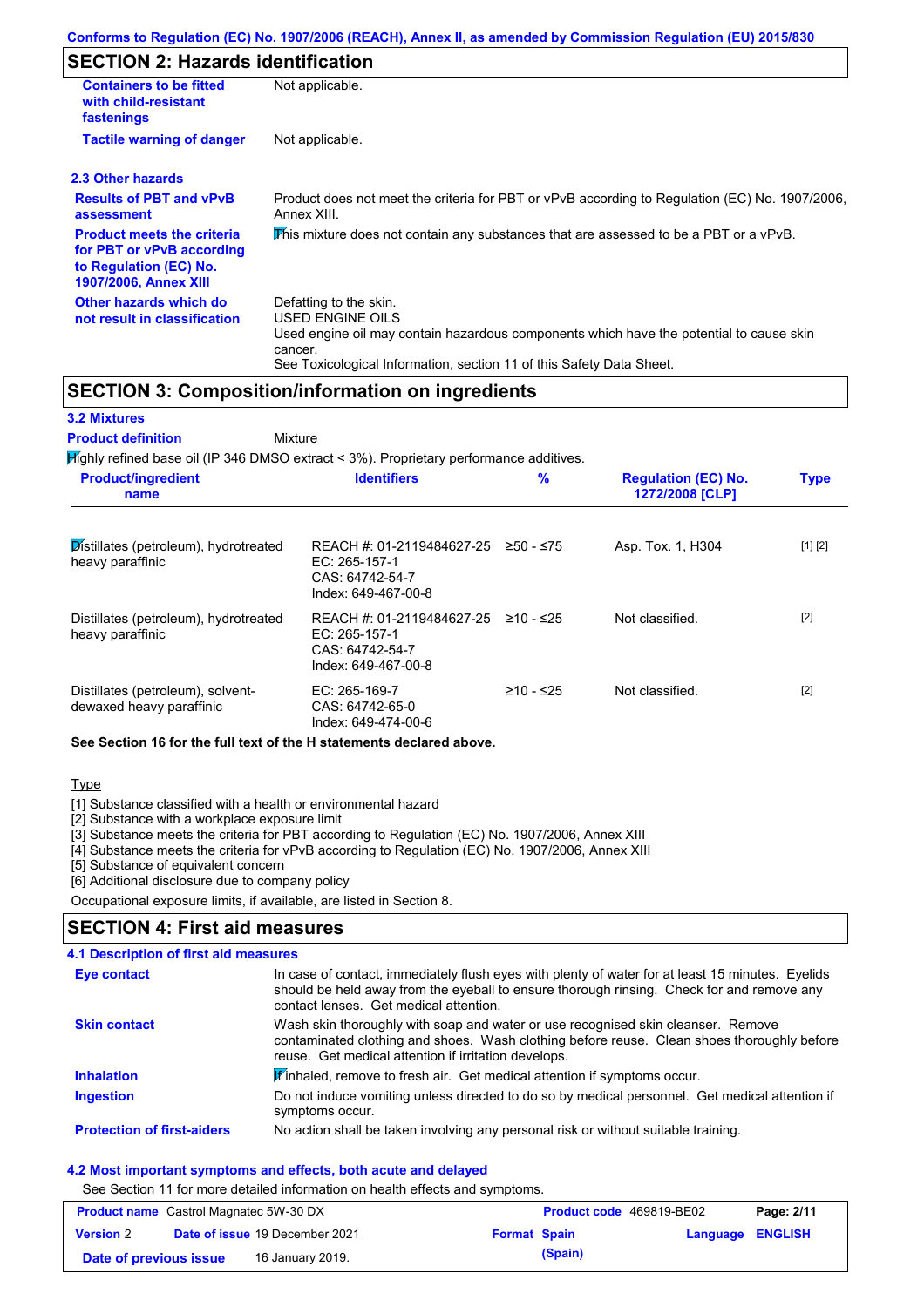## SECTION 2: Hazards identification

| | |
|---|---|
| **Containers to be fitted with child-resistant fastenings** | Not applicable. |
| **Tactile warning of danger** | Not applicable. |

### 2.3 Other hazards

| | |
|---|---|
| **Results of PBT and vPvB assessment** | Product does not meet the criteria for PBT or vPvB according to Regulation (EC) No. 1907/2006, Annex XIII. |
| **Product meets the criteria for PBT or vPvB according to Regulation (EC) No. 1907/2006, Annex XIII** | This mixture does not contain any substances that are assessed to be a PBT or a vPvB. |
| **Other hazards which do not result in classification** | Defatting to the skin.<br>USED ENGINE OILS<br>Used engine oil may contain hazardous components which have the potential to cause skin cancer.<br>See Toxicological Information, section 11 of this Safety Data Sheet. |

## SECTION 3: Composition/information on ingredients

### 3.2 Mixtures

**Product definition** Mixture

Highly refined base oil (IP 346 DMSO extract < 3%). Proprietary performance additives.

| Product/ingredient name | Identifiers | % | Regulation (EC) No. 1272/2008 [CLP] | Type |
|---|---|---|---|---|
| Distillates (petroleum), hydrotreated heavy paraffinic | REACH #: 01-2119484627-25<br>EC: 265-157-1<br>CAS: 64742-54-7<br>Index: 649-467-00-8 | ≥50 - ≤75 | Asp. Tox. 1, H304 | [1] [2] |
| Distillates (petroleum), hydrotreated heavy paraffinic | REACH #: 01-2119484627-25<br>EC: 265-157-1<br>CAS: 64742-54-7<br>Index: 649-467-00-8 | ≥10 - ≤25 | Not classified. | [2] |
| Distillates (petroleum), solvent-dewaxed heavy paraffinic | EC: 265-169-7<br>CAS: 64742-65-0<br>Index: 649-474-00-6 | ≥10 - ≤25 | Not classified. | [2] |

**See Section 16 for the full text of the H statements declared above.**

Type

[1] Substance classified with a health or environmental hazard
[2] Substance with a workplace exposure limit
[3] Substance meets the criteria for PBT according to Regulation (EC) No. 1907/2006, Annex XIII
[4] Substance meets the criteria for vPvB according to Regulation (EC) No. 1907/2006, Annex XIII
[5] Substance of equivalent concern
[6] Additional disclosure due to company policy

Occupational exposure limits, if available, are listed in Section 8.

## SECTION 4: First aid measures

### 4.1 Description of first aid measures

| | |
|---|---|
| **Eye contact** | In case of contact, immediately flush eyes with plenty of water for at least 15 minutes. Eyelids should be held away from the eyeball to ensure thorough rinsing. Check for and remove any contact lenses. Get medical attention. |
| **Skin contact** | Wash skin thoroughly with soap and water or use recognised skin cleanser. Remove contaminated clothing and shoes. Wash clothing before reuse. Clean shoes thoroughly before reuse. Get medical attention if irritation develops. |
| **Inhalation** | If inhaled, remove to fresh air. Get medical attention if symptoms occur. |
| **Ingestion** | Do not induce vomiting unless directed to do so by medical personnel. Get medical attention if symptoms occur. |
| **Protection of first-aiders** | No action shall be taken involving any personal risk or without suitable training. |

### 4.2 Most important symptoms and effects, both acute and delayed

See Section 11 for more detailed information on health effects and symptoms.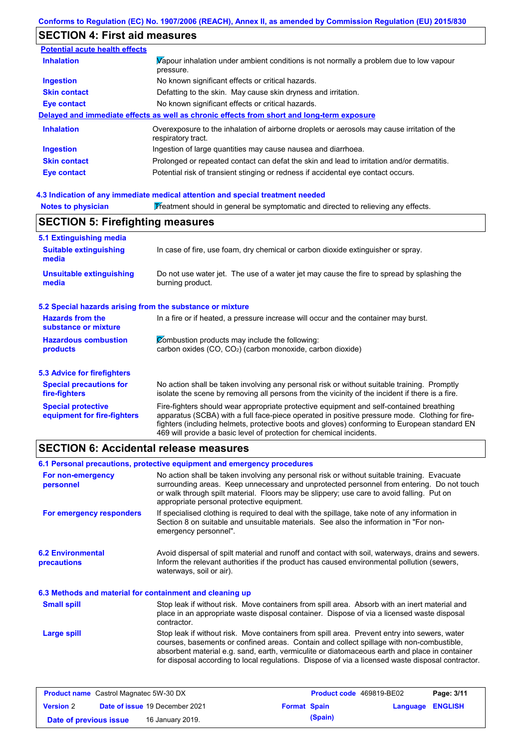## SECTION 4: First aid measures

**Potential acute health effects**

| | |
|---|---|
| **Inhalation** | Vapour inhalation under ambient conditions is not normally a problem due to low vapour pressure. |
| **Ingestion** | No known significant effects or critical hazards. |
| **Skin contact** | Defatting to the skin. May cause skin dryness and irritation. |
| **Eye contact** | No known significant effects or critical hazards. |

**Delayed and immediate effects as well as chronic effects from short and long-term exposure**

| | |
|---|---|
| **Inhalation** | Overexposure to the inhalation of airborne droplets or aerosols may cause irritation of the respiratory tract. |
| **Ingestion** | Ingestion of large quantities may cause nausea and diarrhoea. |
| **Skin contact** | Prolonged or repeated contact can defat the skin and lead to irritation and/or dermatitis. |
| **Eye contact** | Potential risk of transient stinging or redness if accidental eye contact occurs. |

### 4.3 Indication of any immediate medical attention and special treatment needed

| | |
|---|---|
| **Notes to physician** | Treatment should in general be symptomatic and directed to relieving any effects. |

## SECTION 5: Firefighting measures

### 5.1 Extinguishing media

| | |
|---|---|
| **Suitable extinguishing media** | In case of fire, use foam, dry chemical or carbon dioxide extinguisher or spray. |
| **Unsuitable extinguishing media** | Do not use water jet. The use of a water jet may cause the fire to spread by splashing the burning product. |

### 5.2 Special hazards arising from the substance or mixture

| | |
|---|---|
| **Hazards from the substance or mixture** | In a fire or if heated, a pressure increase will occur and the container may burst. |
| **Hazardous combustion products** | Combustion products may include the following: carbon oxides (CO, $CO_2$) (carbon monoxide, carbon dioxide) |

### 5.3 Advice for firefighters

| | |
|---|---|
| **Special precautions for fire-fighters** | No action shall be taken involving any personal risk or without suitable training. Promptly isolate the scene by removing all persons from the vicinity of the incident if there is a fire. |
| **Special protective equipment for fire-fighters** | Fire-fighters should wear appropriate protective equipment and self-contained breathing apparatus (SCBA) with a full face-piece operated in positive pressure mode. Clothing for fire-fighters (including helmets, protective boots and gloves) conforming to European standard EN 469 will provide a basic level of protection for chemical incidents. |

## SECTION 6: Accidental release measures

### 6.1 Personal precautions, protective equipment and emergency procedures

| | |
|---|---|
| **For non-emergency personnel** | No action shall be taken involving any personal risk or without suitable training. Evacuate surrounding areas. Keep unnecessary and unprotected personnel from entering. Do not touch or walk through spilt material. Floors may be slippery; use care to avoid falling. Put on appropriate personal protective equipment. |
| **For emergency responders** | If specialised clothing is required to deal with the spillage, take note of any information in Section 8 on suitable and unsuitable materials. See also the information in "For non-emergency personnel". |

| | |
|---|---|
| **6.2 Environmental precautions** | Avoid dispersal of spilt material and runoff and contact with soil, waterways, drains and sewers. Inform the relevant authorities if the product has caused environmental pollution (sewers, waterways, soil or air). |

### 6.3 Methods and material for containment and cleaning up

| | |
|---|---|
| **Small spill** | Stop leak if without risk. Move containers from spill area. Absorb with an inert material and place in an appropriate waste disposal container. Dispose of via a licensed waste disposal contractor. |
| **Large spill** | Stop leak if without risk. Move containers from spill area. Prevent entry into sewers, water courses, basements or confined areas. Contain and collect spillage with non-combustible, absorbent material e.g. sand, earth, vermiculite or diatomaceous earth and place in container for disposal according to local regulations. Dispose of via a licensed waste disposal contractor. |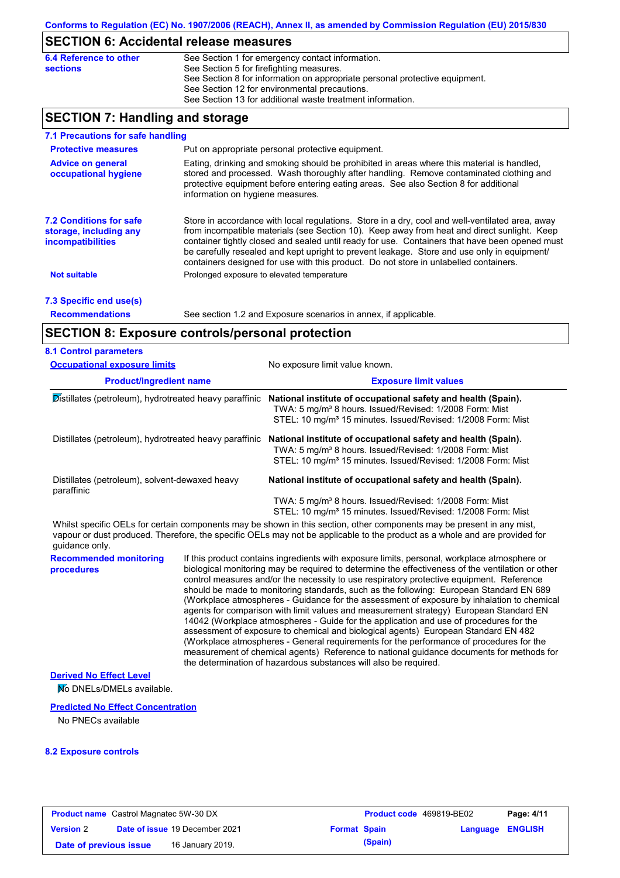Conforms to Regulation (EC) No. 1907/2006 (REACH), Annex II, as amended by Commission Regulation (EU) 2015/830

## SECTION 6: Accidental release measures

**6.4 Reference to other sections**

See Section 1 for emergency contact information.
See Section 5 for firefighting measures.
See Section 8 for information on appropriate personal protective equipment.
See Section 12 for environmental precautions.
See Section 13 for additional waste treatment information.

## SECTION 7: Handling and storage

### 7.1 Precautions for safe handling

**Protective measures**

Put on appropriate personal protective equipment.

**Advice on general occupational hygiene**

Eating, drinking and smoking should be prohibited in areas where this material is handled, stored and processed. Wash thoroughly after handling. Remove contaminated clothing and protective equipment before entering eating areas. See also Section 8 for additional information on hygiene measures.

### 7.2 Conditions for safe storage, including any incompatibilities

Store in accordance with local regulations. Store in a dry, cool and well-ventilated area, away from incompatible materials (see Section 10). Keep away from heat and direct sunlight. Keep container tightly closed and sealed until ready for use. Containers that have been opened must be carefully resealed and kept upright to prevent leakage. Store and use only in equipment/ containers designed for use with this product. Do not store in unlabelled containers.

**Not suitable**

Prolonged exposure to elevated temperature

### 7.3 Specific end use(s)

**Recommendations**

See section 1.2 and Exposure scenarios in annex, if applicable.

## SECTION 8: Exposure controls/personal protection

### 8.1 Control parameters

**Occupational exposure limits**

No exposure limit value known.

| Product/ingredient name | Exposure limit values |
|---|---|
| Distillates (petroleum), hydrotreated heavy paraffinic | **National institute of occupational safety and health (Spain).** TWA: 5 mg/m³ 8 hours. Issued/Revised: 1/2008 Form: Mist STEL: 10 mg/m³ 15 minutes. Issued/Revised: 1/2008 Form: Mist |
| Distillates (petroleum), hydrotreated heavy paraffinic | **National institute of occupational safety and health (Spain).** TWA: 5 mg/m³ 8 hours. Issued/Revised: 1/2008 Form: Mist STEL: 10 mg/m³ 15 minutes. Issued/Revised: 1/2008 Form: Mist |
| Distillates (petroleum), solvent-dewaxed heavy paraffinic | **National institute of occupational safety and health (Spain).** TWA: 5 mg/m³ 8 hours. Issued/Revised: 1/2008 Form: Mist STEL: 10 mg/m³ 15 minutes. Issued/Revised: 1/2008 Form: Mist |

Whilst specific OELs for certain components may be shown in this section, other components may be present in any mist, vapour or dust produced. Therefore, the specific OELs may not be applicable to the product as a whole and are provided for guidance only.

**Recommended monitoring procedures**

If this product contains ingredients with exposure limits, personal, workplace atmosphere or biological monitoring may be required to determine the effectiveness of the ventilation or other control measures and/or the necessity to use respiratory protective equipment. Reference should be made to monitoring standards, such as the following: European Standard EN 689 (Workplace atmospheres - Guidance for the assessment of exposure by inhalation to chemical agents for comparison with limit values and measurement strategy) European Standard EN 14042 (Workplace atmospheres - Guide for the application and use of procedures for the assessment of exposure to chemical and biological agents) European Standard EN 482 (Workplace atmospheres - General requirements for the performance of procedures for the measurement of chemical agents) Reference to national guidance documents for methods for the determination of hazardous substances will also be required.

**Derived No Effect Level**

No DNELs/DMELs available.

**Predicted No Effect Concentration**

No PNECs available

### 8.2 Exposure controls

| Product name | Castrol Magnatec 5W-30 DX | Product code | 469819-BE02 | Page: 4/11 |
|---|---|---|---|---|
| Version 2 | Date of issue 19 December 2021 | Format Spain (Spain) | Language ENGLISH | |
| Date of previous issue | 16 January 2019. | | | |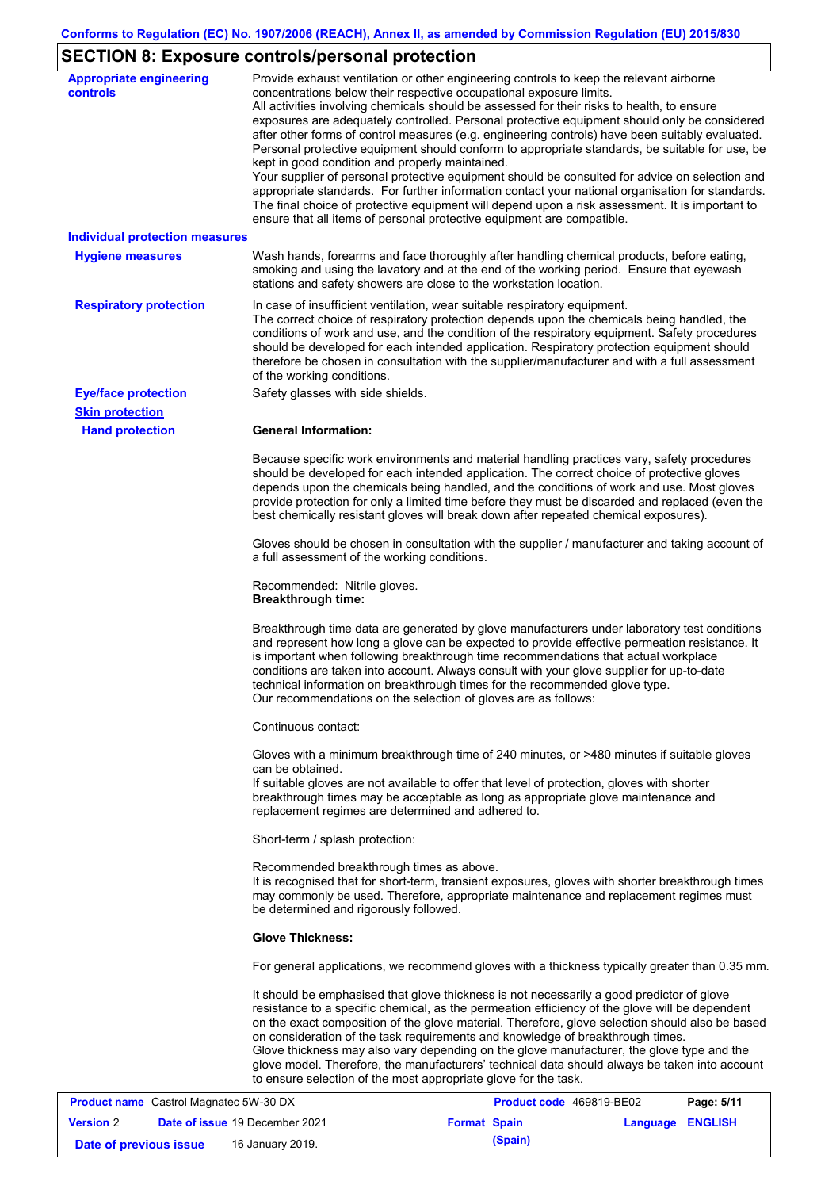## SECTION 8: Exposure controls/personal protection

**Appropriate engineering controls**

Provide exhaust ventilation or other engineering controls to keep the relevant airborne concentrations below their respective occupational exposure limits.
All activities involving chemicals should be assessed for their risks to health, to ensure exposures are adequately controlled. Personal protective equipment should only be considered after other forms of control measures (e.g. engineering controls) have been suitably evaluated. Personal protective equipment should conform to appropriate standards, be suitable for use, be kept in good condition and properly maintained.
Your supplier of personal protective equipment should be consulted for advice on selection and appropriate standards. For further information contact your national organisation for standards.
The final choice of protective equipment will depend upon a risk assessment. It is important to ensure that all items of personal protective equipment are compatible.

**Individual protection measures**

**Hygiene measures**

Wash hands, forearms and face thoroughly after handling chemical products, before eating, smoking and using the lavatory and at the end of the working period. Ensure that eyewash stations and safety showers are close to the workstation location.

**Respiratory protection**

In case of insufficient ventilation, wear suitable respiratory equipment.
The correct choice of respiratory protection depends upon the chemicals being handled, the conditions of work and use, and the condition of the respiratory equipment. Safety procedures should be developed for each intended application. Respiratory protection equipment should therefore be chosen in consultation with the supplier/manufacturer and with a full assessment of the working conditions.

**Eye/face protection**

Safety glasses with side shields.

**Skin protection**

**Hand protection**

**General Information:**

Because specific work environments and material handling practices vary, safety procedures should be developed for each intended application. The correct choice of protective gloves depends upon the chemicals being handled, and the conditions of work and use. Most gloves provide protection for only a limited time before they must be discarded and replaced (even the best chemically resistant gloves will break down after repeated chemical exposures).

Gloves should be chosen in consultation with the supplier / manufacturer and taking account of a full assessment of the working conditions.

Recommended: Nitrile gloves.
**Breakthrough time:**

Breakthrough time data are generated by glove manufacturers under laboratory test conditions and represent how long a glove can be expected to provide effective permeation resistance. It is important when following breakthrough time recommendations that actual workplace conditions are taken into account. Always consult with your glove supplier for up-to-date technical information on breakthrough times for the recommended glove type.
Our recommendations on the selection of gloves are as follows:

Continuous contact:

Gloves with a minimum breakthrough time of 240 minutes, or >480 minutes if suitable gloves can be obtained.
If suitable gloves are not available to offer that level of protection, gloves with shorter breakthrough times may be acceptable as long as appropriate glove maintenance and replacement regimes are determined and adhered to.

Short-term / splash protection:

Recommended breakthrough times as above.
It is recognised that for short-term, transient exposures, gloves with shorter breakthrough times may commonly be used. Therefore, appropriate maintenance and replacement regimes must be determined and rigorously followed.

**Glove Thickness:**

For general applications, we recommend gloves with a thickness typically greater than 0.35 mm.

It should be emphasised that glove thickness is not necessarily a good predictor of glove resistance to a specific chemical, as the permeation efficiency of the glove will be dependent on the exact composition of the glove material. Therefore, glove selection should also be based on consideration of the task requirements and knowledge of breakthrough times.
Glove thickness may also vary depending on the glove manufacturer, the glove type and the glove model. Therefore, the manufacturers' technical data should always be taken into account to ensure selection of the most appropriate glove for the task.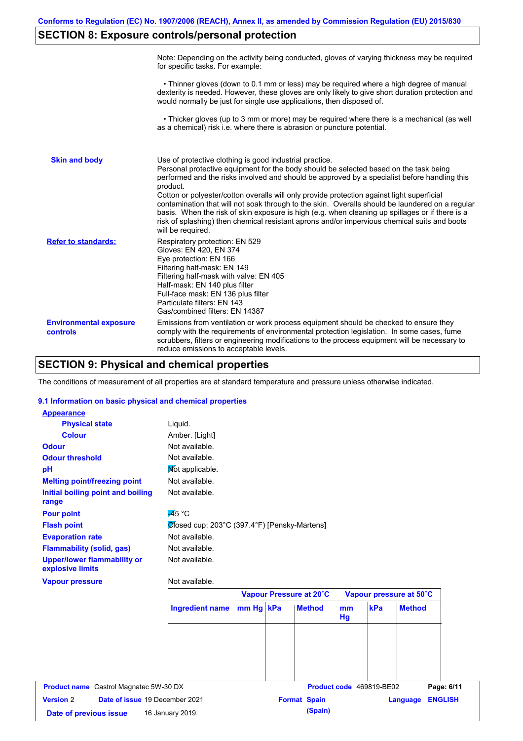## SECTION 8: Exposure controls/personal protection

Note: Depending on the activity being conducted, gloves of varying thickness may be required for specific tasks. For example:

• Thinner gloves (down to 0.1 mm or less) may be required where a high degree of manual dexterity is needed. However, these gloves are only likely to give short duration protection and would normally be just for single use applications, then disposed of.

• Thicker gloves (up to 3 mm or more) may be required where there is a mechanical (as well as a chemical) risk i.e. where there is abrasion or puncture potential.

**Skin and body**

Use of protective clothing is good industrial practice.
Personal protective equipment for the body should be selected based on the task being performed and the risks involved and should be approved by a specialist before handling this product.
Cotton or polyester/cotton overalls will only provide protection against light superficial contamination that will not soak through to the skin. Overalls should be laundered on a regular basis. When the risk of skin exposure is high (e.g. when cleaning up spillages or if there is a risk of splashing) then chemical resistant aprons and/or impervious chemical suits and boots will be required.

**Refer to standards:**

Respiratory protection: EN 529
Gloves: EN 420, EN 374
Eye protection: EN 166
Filtering half-mask: EN 149
Filtering half-mask with valve: EN 405
Half-mask: EN 140 plus filter
Full-face mask: EN 136 plus filter
Particulate filters: EN 143
Gas/combined filters: EN 14387

**Environmental exposure controls**

Emissions from ventilation or work process equipment should be checked to ensure they comply with the requirements of environmental protection legislation. In some cases, fume scrubbers, filters or engineering modifications to the process equipment will be necessary to reduce emissions to acceptable levels.

## SECTION 9: Physical and chemical properties

The conditions of measurement of all properties are at standard temperature and pressure unless otherwise indicated.

### 9.1 Information on basic physical and chemical properties

**Appearance**

| | |
|---|---|
| **Physical state** | Liquid. |
| **Colour** | Amber. [Light] |
| **Odour** | Not available. |
| **Odour threshold** | Not available. |
| **pH** | Not applicable. |
| **Melting point/freezing point** | Not available. |
| **Initial boiling point and boiling range** | Not available. |
| **Pour point** | -45 °C |
| **Flash point** | Closed cup: 203°C (397.4°F) [Pensky-Martens] |
| **Evaporation rate** | Not available. |
| **Flammability (solid, gas)** | Not available. |
| **Upper/lower flammability or explosive limits** | Not available. |
| **Vapour pressure** | Not available. |

| | Vapour Pressure at 20˚C | | | Vapour pressure at 50˚C | | |
|---|---|---|---|---|---|---|
| Ingredient name | mm Hg | kPa | Method | mm Hg | kPa | Method |
| | | | | | | |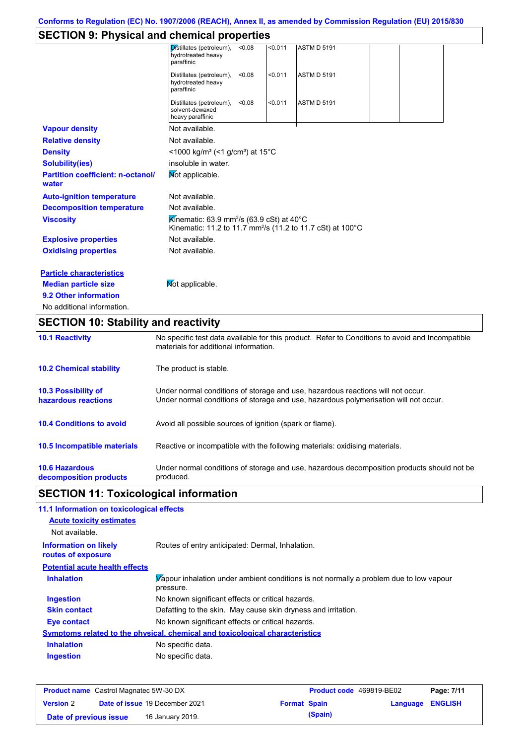## SECTION 9: Physical and chemical properties

| | | | | | |
|---|---|---|---|---|---|
| Distillates (petroleum), hydrotreated heavy paraffinic | <0.08 | <0.011 | ASTM D 5191 | | |
| Distillates (petroleum), hydrotreated heavy paraffinic | <0.08 | <0.011 | ASTM D 5191 | | |
| Distillates (petroleum), solvent-dewaxed heavy paraffinic | <0.08 | <0.011 | ASTM D 5191 | | |

**Vapour density**: Not available.

**Relative density**: Not available.

**Density**: <1000 kg/m³ (<1 g/cm³) at 15°C

**Solubility(ies)**: insoluble in water.

**Partition coefficient: n-octanol/ water**: Not applicable.

**Auto-ignition temperature**: Not available.

**Decomposition temperature**: Not available.

**Viscosity**: Kinematic: 63.9 mm²/s (63.9 cSt) at 40°C
Kinematic: 11.2 to 11.7 mm²/s (11.2 to 11.7 cSt) at 100°C

**Explosive properties**: Not available.

**Oxidising properties**: Not available.

**Particle characteristics**

**Median particle size**: Not applicable.

**9.2 Other information**

No additional information.

## SECTION 10: Stability and reactivity

**10.1 Reactivity**: No specific test data available for this product. Refer to Conditions to avoid and Incompatible materials for additional information.

**10.2 Chemical stability**: The product is stable.

**10.3 Possibility of hazardous reactions**: Under normal conditions of storage and use, hazardous reactions will not occur.
Under normal conditions of storage and use, hazardous polymerisation will not occur.

**10.4 Conditions to avoid**: Avoid all possible sources of ignition (spark or flame).

**10.5 Incompatible materials**: Reactive or incompatible with the following materials: oxidising materials.

**10.6 Hazardous decomposition products**: Under normal conditions of storage and use, hazardous decomposition products should not be produced.

## SECTION 11: Toxicological information

**11.1 Information on toxicological effects**

**Acute toxicity estimates**

Not available.

**Information on likely routes of exposure**: Routes of entry anticipated: Dermal, Inhalation.

**Potential acute health effects**

**Inhalation**: Vapour inhalation under ambient conditions is not normally a problem due to low vapour pressure.

**Ingestion**: No known significant effects or critical hazards.

**Skin contact**: Defatting to the skin. May cause skin dryness and irritation.

**Eye contact**: No known significant effects or critical hazards.

**Symptoms related to the physical, chemical and toxicological characteristics**

**Inhalation**: No specific data.

**Ingestion**: No specific data.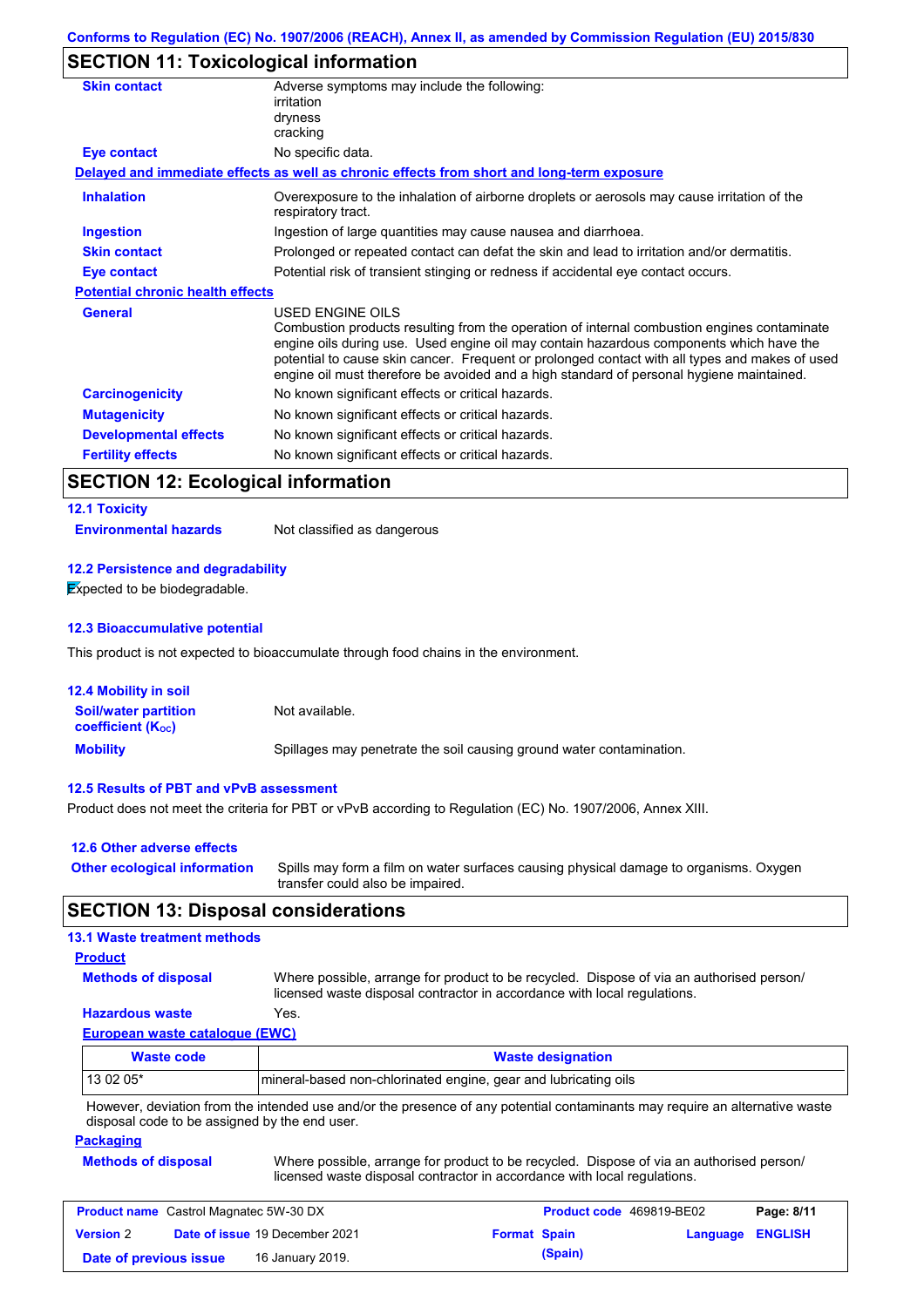Conforms to Regulation (EC) No. 1907/2006 (REACH), Annex II, as amended by Commission Regulation (EU) 2015/830

## SECTION 11: Toxicological information

| | |
|---|---|
| **Skin contact** | Adverse symptoms may include the following:<br>irritation<br>dryness<br>cracking |
| **Eye contact** | No specific data. |

**Delayed and immediate effects as well as chronic effects from short and long-term exposure**

| | |
|---|---|
| **Inhalation** | Overexposure to the inhalation of airborne droplets or aerosols may cause irritation of the respiratory tract. |
| **Ingestion** | Ingestion of large quantities may cause nausea and diarrhoea. |
| **Skin contact** | Prolonged or repeated contact can defat the skin and lead to irritation and/or dermatitis. |
| **Eye contact** | Potential risk of transient stinging or redness if accidental eye contact occurs. |

**Potential chronic health effects**

| | |
|---|---|
| **General** | USED ENGINE OILS<br>Combustion products resulting from the operation of internal combustion engines contaminate engine oils during use. Used engine oil may contain hazardous components which have the potential to cause skin cancer. Frequent or prolonged contact with all types and makes of used engine oil must therefore be avoided and a high standard of personal hygiene maintained. |
| **Carcinogenicity** | No known significant effects or critical hazards. |
| **Mutagenicity** | No known significant effects or critical hazards. |
| **Developmental effects** | No known significant effects or critical hazards. |
| **Fertility effects** | No known significant effects or critical hazards. |

## SECTION 12: Ecological information

### 12.1 Toxicity

**Environmental hazards** Not classified as dangerous

### 12.2 Persistence and degradability

Expected to be biodegradable.

### 12.3 Bioaccumulative potential

This product is not expected to bioaccumulate through food chains in the environment.

### 12.4 Mobility in soil

| | |
|---|---|
| **Soil/water partition coefficient ($K_{OC}$)** | Not available. |
| **Mobility** | Spillages may penetrate the soil causing ground water contamination. |

### 12.5 Results of PBT and vPvB assessment

Product does not meet the criteria for PBT or vPvB according to Regulation (EC) No. 1907/2006, Annex XIII.

### 12.6 Other adverse effects

**Other ecological information** Spills may form a film on water surfaces causing physical damage to organisms. Oxygen transfer could also be impaired.

## SECTION 13: Disposal considerations

### 13.1 Waste treatment methods

**Product**

| | |
|---|---|
| **Methods of disposal** | Where possible, arrange for product to be recycled. Dispose of via an authorised person/ licensed waste disposal contractor in accordance with local regulations. |
| **Hazardous waste** | Yes. |

**European waste catalogue (EWC)**

| Waste code | Waste designation |
|---|---|
| 13 02 05* | mineral-based non-chlorinated engine, gear and lubricating oils |

However, deviation from the intended use and/or the presence of any potential contaminants may require an alternative waste disposal code to be assigned by the end user.

**Packaging**

| | |
|---|---|
| **Methods of disposal** | Where possible, arrange for product to be recycled. Dispose of via an authorised person/ licensed waste disposal contractor in accordance with local regulations. |

| | | | |
|---|---|---|---|
| **Product name** Castrol Magnatec 5W-30 DX | | **Product code** 469819-BE02 | |
| **Version** 2 | **Date of issue** 19 December 2021 | **Format** Spain (Spain) | **Language** ENGLISH |
| **Date of previous issue** | 16 January 2019. | | |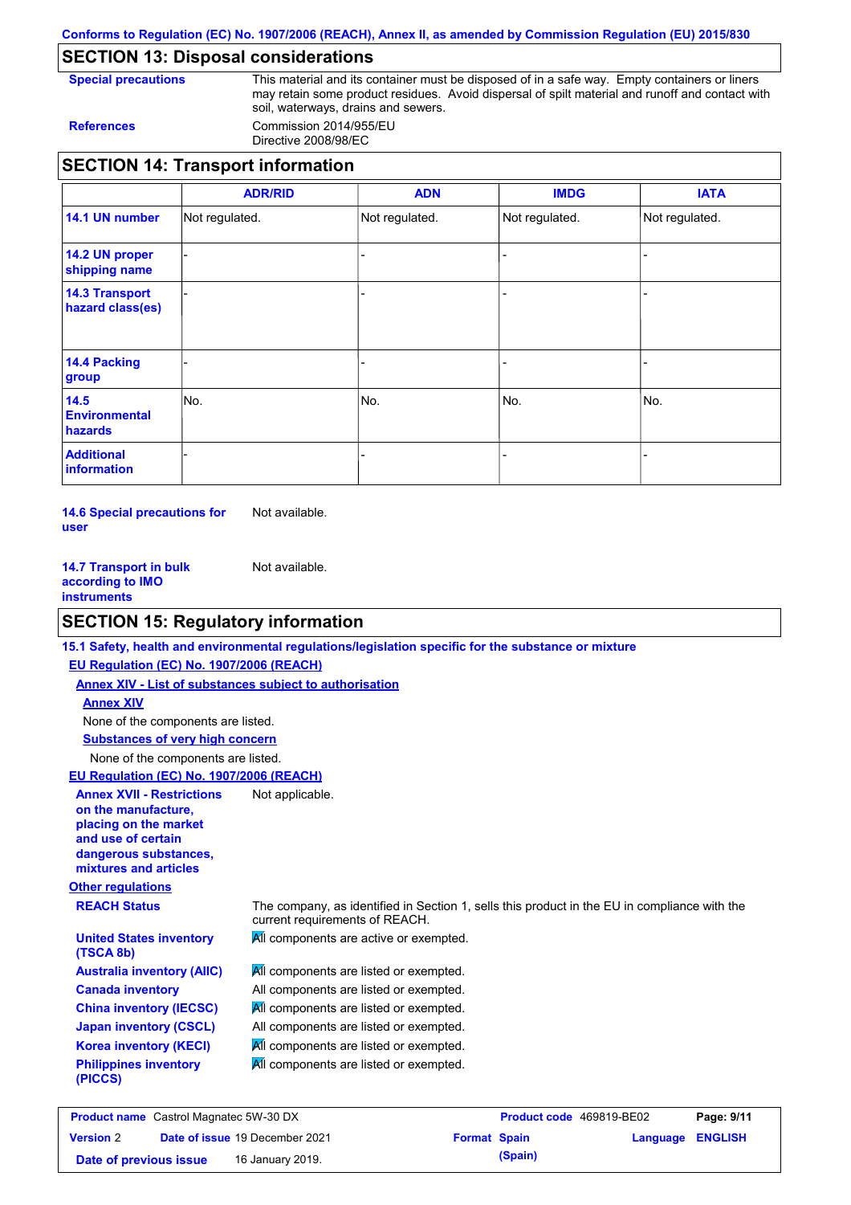Conforms to Regulation (EC) No. 1907/2006 (REACH), Annex II, as amended by Commission Regulation (EU) 2015/830

## SECTION 13: Disposal considerations

**Special precautions**: This material and its container must be disposed of in a safe way. Empty containers or liners may retain some product residues. Avoid dispersal of spilt material and runoff and contact with soil, waterways, drains and sewers.

**References**: Commission 2014/955/EU
Directive 2008/98/EC

## SECTION 14: Transport information

| | ADR/RID | ADN | IMDG | IATA |
|---|---|---|---|---|
| **14.1 UN number** | Not regulated. | Not regulated. | Not regulated. | Not regulated. |
| **14.2 UN proper shipping name** | - | - | - | - |
| **14.3 Transport hazard class(es)** | - | - | - | - |
| **14.4 Packing group** | - | - | - | - |
| **14.5 Environmental hazards** | No. | No. | No. | No. |
| **Additional information** | - | - | - | - |

**14.6 Special precautions for user**: Not available.

**14.7 Transport in bulk according to IMO instruments**: Not available.

## SECTION 15: Regulatory information

**15.1 Safety, health and environmental regulations/legislation specific for the substance or mixture**

**EU Regulation (EC) No. 1907/2006 (REACH)**

**Annex XIV - List of substances subject to authorisation**

**Annex XIV**

None of the components are listed.

**Substances of very high concern**

None of the components are listed.

**EU Regulation (EC) No. 1907/2006 (REACH)**

**Annex XVII - Restrictions on the manufacture, placing on the market and use of certain dangerous substances, mixtures and articles**: Not applicable.

**Other regulations**

**REACH Status**: The company, as identified in Section 1, sells this product in the EU in compliance with the current requirements of REACH.

**United States inventory (TSCA 8b)**: All components are active or exempted.

**Australia inventory (AIIC)**: All components are listed or exempted.

**Canada inventory**: All components are listed or exempted.

**China inventory (IECSC)**: All components are listed or exempted.

**Japan inventory (CSCL)**: All components are listed or exempted.

**Korea inventory (KECI)**: All components are listed or exempted.

**Philippines inventory (PICCS)**: All components are listed or exempted.

| **Product name** Castrol Magnatec 5W-30 DX | | **Product code** 469819-BE02 | |
|---|---|---|---|
| **Version** 2 | **Date of issue** 19 December 2021 | **Format** Spain (Spain) | **Language** ENGLISH |
| **Date of previous issue** | 16 January 2019. | | |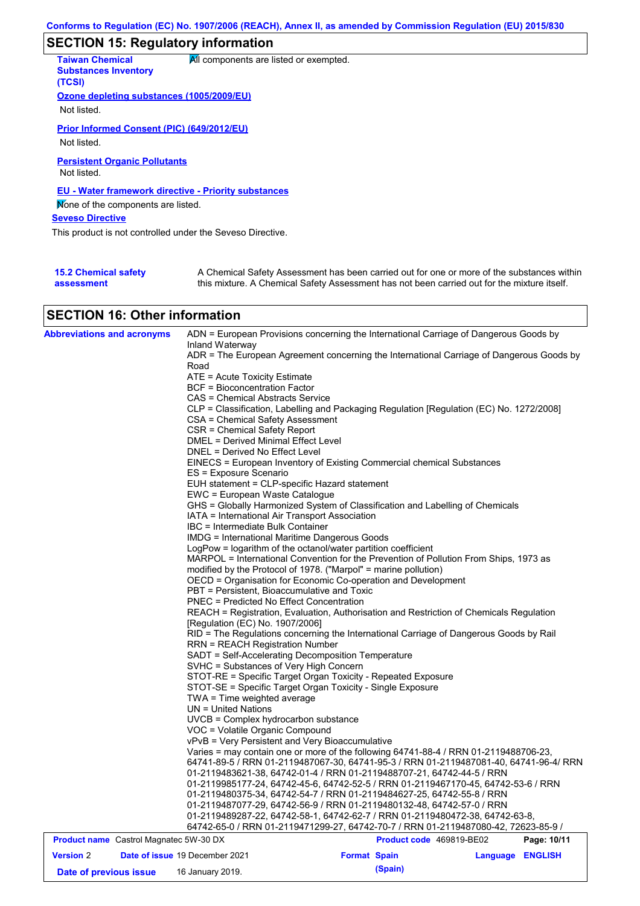## SECTION 15: Regulatory information

**Taiwan Chemical Substances Inventory (TCSI)**: All components are listed or exempted.

**Ozone depleting substances (1005/2009/EU)**

Not listed.

**Prior Informed Consent (PIC) (649/2012/EU)**

Not listed.

**Persistent Organic Pollutants**

Not listed.

**EU - Water framework directive - Priority substances**

None of the components are listed.

**Seveso Directive**

This product is not controlled under the Seveso Directive.

**15.2 Chemical safety assessment**: A Chemical Safety Assessment has been carried out for one or more of the substances within this mixture. A Chemical Safety Assessment has not been carried out for the mixture itself.

## SECTION 16: Other information

**Abbreviations and acronyms**

ADN = European Provisions concerning the International Carriage of Dangerous Goods by Inland Waterway
ADR = The European Agreement concerning the International Carriage of Dangerous Goods by Road
ATE = Acute Toxicity Estimate
BCF = Bioconcentration Factor
CAS = Chemical Abstracts Service
CLP = Classification, Labelling and Packaging Regulation [Regulation (EC) No. 1272/2008]
CSA = Chemical Safety Assessment
CSR = Chemical Safety Report
DMEL = Derived Minimal Effect Level
DNEL = Derived No Effect Level
EINECS = European Inventory of Existing Commercial chemical Substances
ES = Exposure Scenario
EUH statement = CLP-specific Hazard statement
EWC = European Waste Catalogue
GHS = Globally Harmonized System of Classification and Labelling of Chemicals
IATA = International Air Transport Association
IBC = Intermediate Bulk Container
IMDG = International Maritime Dangerous Goods
LogPow = logarithm of the octanol/water partition coefficient
MARPOL = International Convention for the Prevention of Pollution From Ships, 1973 as modified by the Protocol of 1978. ("Marpol" = marine pollution)
OECD = Organisation for Economic Co-operation and Development
PBT = Persistent, Bioaccumulative and Toxic
PNEC = Predicted No Effect Concentration
REACH = Registration, Evaluation, Authorisation and Restriction of Chemicals Regulation [Regulation (EC) No. 1907/2006]
RID = The Regulations concerning the International Carriage of Dangerous Goods by Rail
RRN = REACH Registration Number
SADT = Self-Accelerating Decomposition Temperature
SVHC = Substances of Very High Concern
STOT-RE = Specific Target Organ Toxicity - Repeated Exposure
STOT-SE = Specific Target Organ Toxicity - Single Exposure
TWA = Time weighted average
UN = United Nations
UVCB = Complex hydrocarbon substance
VOC = Volatile Organic Compound
vPvB = Very Persistent and Very Bioaccumulative
Varies = may contain one or more of the following 64741-88-4 / RRN 01-2119488706-23, 64741-89-5 / RRN 01-2119487067-30, 64741-95-3 / RRN 01-2119487081-40, 64741-96-4/ RRN 01-2119483621-38, 64742-01-4 / RRN 01-2119488707-21, 64742-44-5 / RRN 01-2119985177-24, 64742-45-6, 64742-52-5 / RRN 01-2119467170-45, 64742-53-6 / RRN 01-2119480375-34, 64742-54-7 / RRN 01-2119484627-25, 64742-55-8 / RRN 01-2119487077-29, 64742-56-9 / RRN 01-2119480132-48, 64742-57-0 / RRN 01-2119489287-22, 64742-58-1, 64742-62-7 / RRN 01-2119480472-38, 64742-63-8, 64742-65-0 / RRN 01-2119471299-27, 64742-70-7 / RRN 01-2119487080-42, 72623-85-9 /

| **Product name** Castrol Magnatec 5W-30 DX | | **Product code** 469819-BE02 | |
|---|---|---|---|
| **Version** 2 | **Date of issue** 19 December 2021 | **Format** Spain (Spain) | **Language** ENGLISH |
| **Date of previous issue** | 16 January 2019. | | |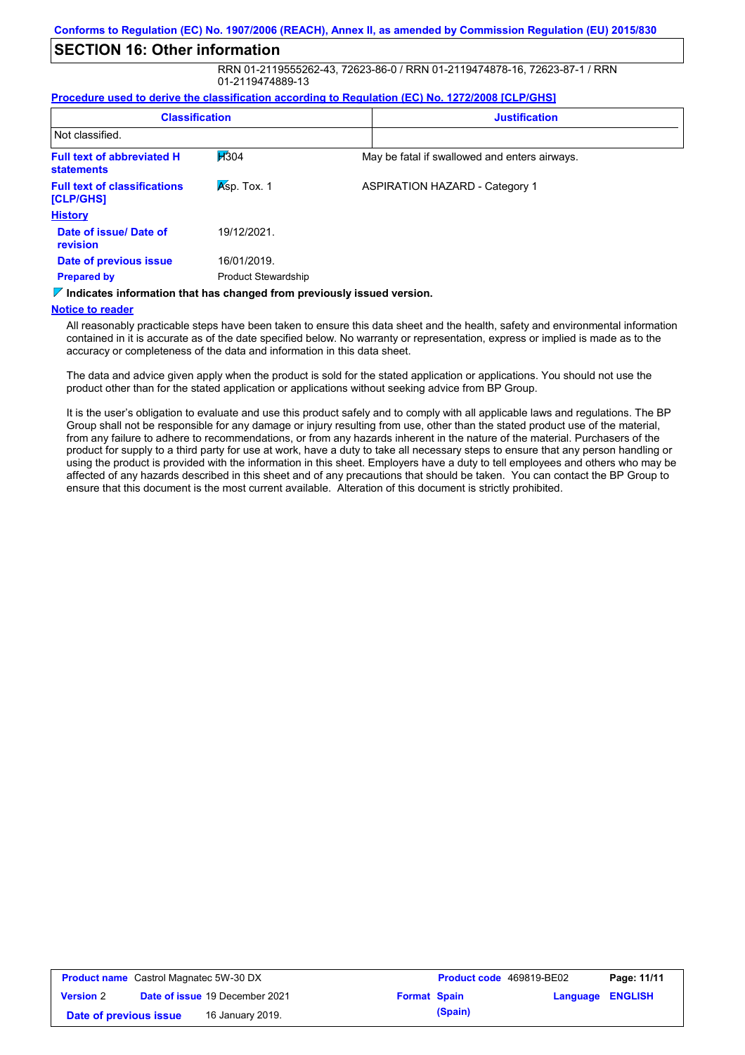## SECTION 16: Other information

RRN 01-2119555262-43, 72623-86-0 / RRN 01-2119474878-16, 72623-87-1 / RRN 01-2119474889-13

**Procedure used to derive the classification according to Regulation (EC) No. 1272/2008 [CLP/GHS]**

| Classification | Justification |
|---|---|
| Not classified. | |

| | | |
|---|---|---|
| **Full text of abbreviated H statements** | H304 | May be fatal if swallowed and enters airways. |
| **Full text of classifications [CLP/GHS]** | Asp. Tox. 1 | ASPIRATION HAZARD - Category 1 |

**History**

| | |
|---|---|
| **Date of issue/ Date of revision** | 19/12/2021. |
| **Date of previous issue** | 16/01/2019. |
| **Prepared by** | Product Stewardship |

**Indicates information that has changed from previously issued version.**

**Notice to reader**

All reasonably practicable steps have been taken to ensure this data sheet and the health, safety and environmental information contained in it is accurate as of the date specified below. No warranty or representation, express or implied is made as to the accuracy or completeness of the data and information in this data sheet.

The data and advice given apply when the product is sold for the stated application or applications. You should not use the product other than for the stated application or applications without seeking advice from BP Group.

It is the user's obligation to evaluate and use this product safely and to comply with all applicable laws and regulations. The BP Group shall not be responsible for any damage or injury resulting from use, other than the stated product use of the material, from any failure to adhere to recommendations, or from any hazards inherent in the nature of the material. Purchasers of the product for supply to a third party for use at work, have a duty to take all necessary steps to ensure that any person handling or using the product is provided with the information in this sheet. Employers have a duty to tell employees and others who may be affected of any hazards described in this sheet and of any precautions that should be taken. You can contact the BP Group to ensure that this document is the most current available. Alteration of this document is strictly prohibited.